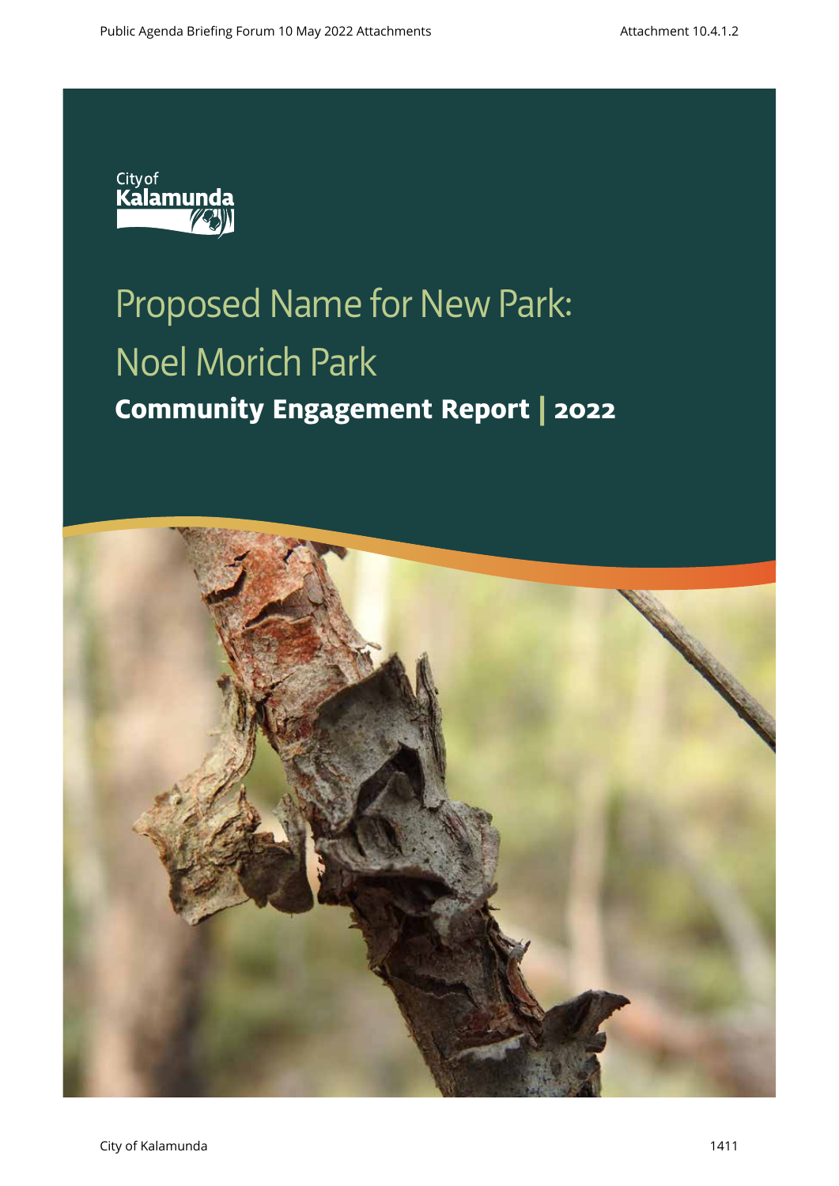City of Kalamunda

# Proposed Name for New Park: Noel Morich Park

## Community Engagement Report | 2022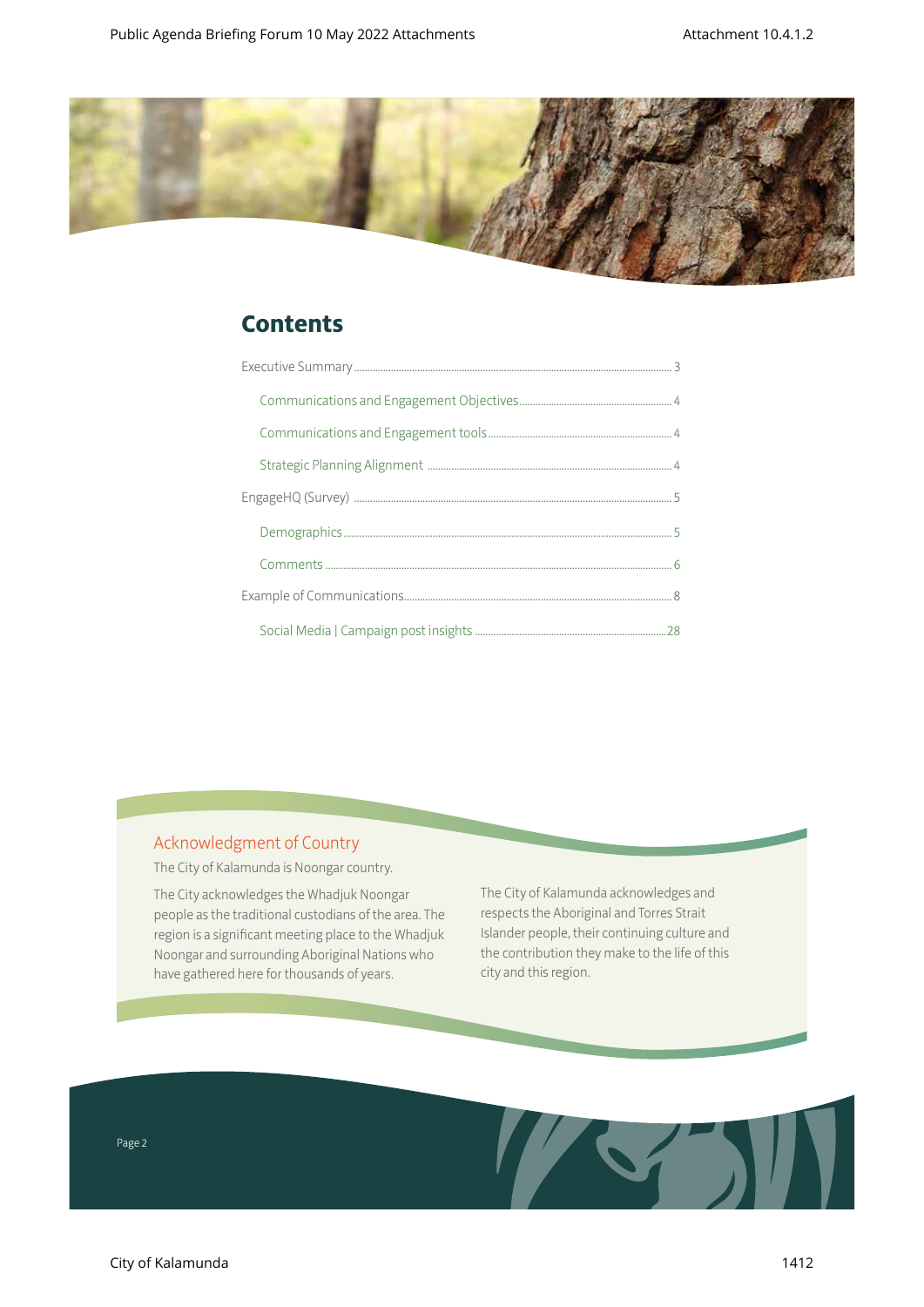# Contents

Executive Summary ........ 3

- Communications and Engagement Objectives ........ 4
- Communications and Engagement tools ........ 4
- Strategic Planning Alignment ........ 4

EngageHQ (Survey) ........ 5

- Demographics ........ 5
- Comments ........ 6

Example of Communications ........ 8

- Social Media | Campaign post insights ........ 28

## Acknowledgment of Country

The City of Kalamunda is Noongar country.

The City acknowledges the Whadjuk Noongar people as the traditional custodians of the area. The region is a significant meeting place to the Whadjuk Noongar and surrounding Aboriginal Nations who have gathered here for thousands of years.

The City of Kalamunda acknowledges and respects the Aboriginal and Torres Strait Islander people, their continuing culture and the contribution they make to the life of this city and this region.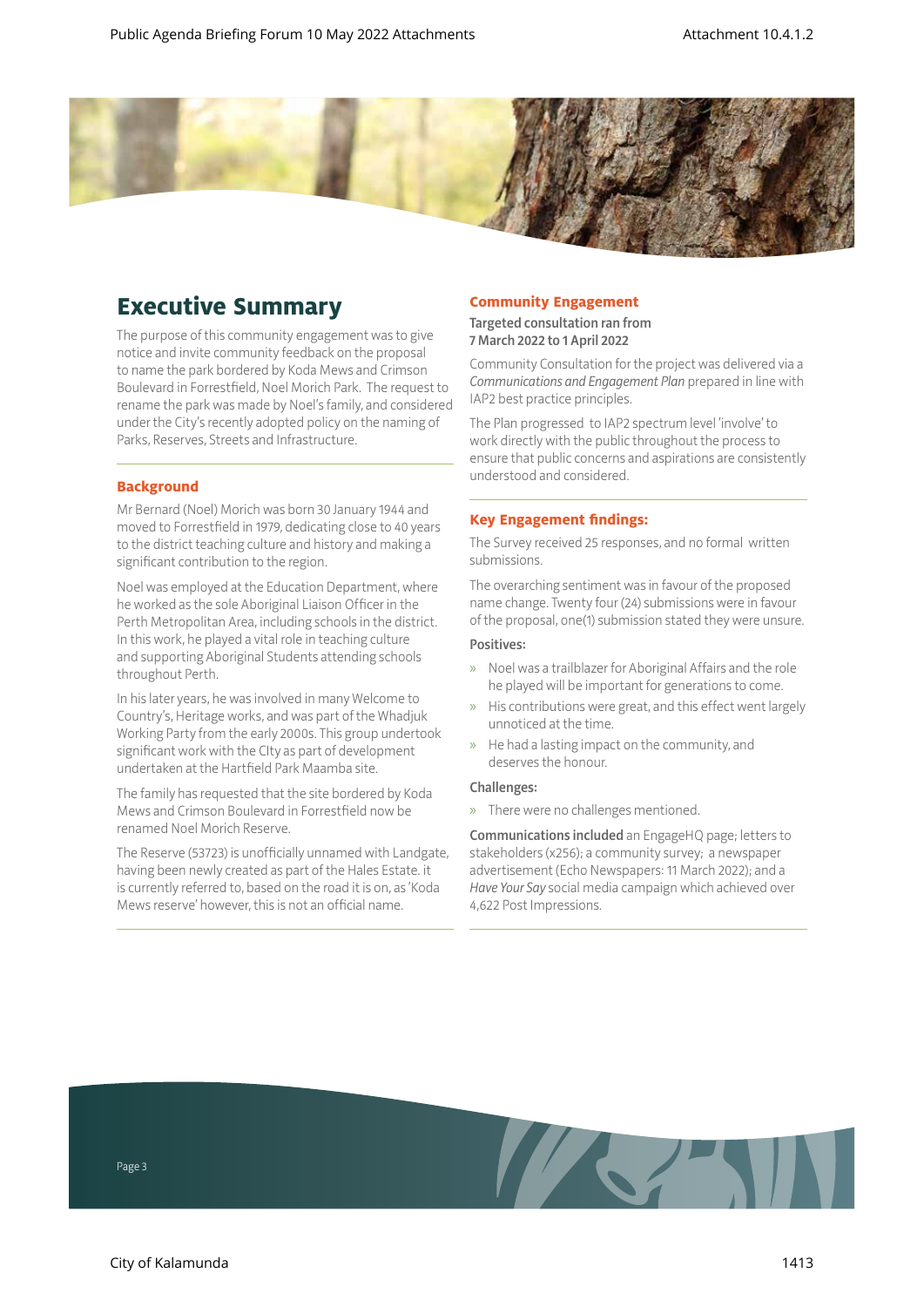# Executive Summary

The purpose of this community engagement was to give notice and invite community feedback on the proposal to name the park bordered by Koda Mews and Crimson Boulevard in Forrestfield, Noel Morich Park. The request to rename the park was made by Noel's family, and considered under the City's recently adopted policy on the naming of Parks, Reserves, Streets and Infrastructure.

## Background

Mr Bernard (Noel) Morich was born 30 January 1944 and moved to Forrestfield in 1979, dedicating close to 40 years to the district teaching culture and history and making a significant contribution to the region.

Noel was employed at the Education Department, where he worked as the sole Aboriginal Liaison Officer in the Perth Metropolitan Area, including schools in the district. In this work, he played a vital role in teaching culture and supporting Aboriginal Students attending schools throughout Perth.

In his later years, he was involved in many Welcome to Country's, Heritage works, and was part of the Whadjuk Working Party from the early 2000s. This group undertook significant work with the CIty as part of development undertaken at the Hartfield Park Maamba site.

The family has requested that the site bordered by Koda Mews and Crimson Boulevard in Forrestfield now be renamed Noel Morich Reserve.

The Reserve (53723) is unofficially unnamed with Landgate, having been newly created as part of the Hales Estate. it is currently referred to, based on the road it is on, as 'Koda Mews reserve' however, this is not an official name.

## Community Engagement

**Targeted consultation ran from 7 March 2022 to 1 April 2022**

Community Consultation for the project was delivered via a *Communications and Engagement Plan* prepared in line with IAP2 best practice principles.

The Plan progressed to IAP2 spectrum level 'involve' to work directly with the public throughout the process to ensure that public concerns and aspirations are consistently understood and considered.

## Key Engagement findings:

The Survey received 25 responses, and no formal written submissions.

The overarching sentiment was in favour of the proposed name change. Twenty four (24) submissions were in favour of the proposal, one(1) submission stated they were unsure.

**Positives:**

- Noel was a trailblazer for Aboriginal Affairs and the role he played will be important for generations to come.
- His contributions were great, and this effect went largely unnoticed at the time.
- He had a lasting impact on the community, and deserves the honour.

**Challenges:**

- There were no challenges mentioned.

**Communications included** an EngageHQ page; letters to stakeholders (x256); a community survey; a newspaper advertisement (Echo Newspapers: 11 March 2022); and a *Have Your Say* social media campaign which achieved over 4,622 Post Impressions.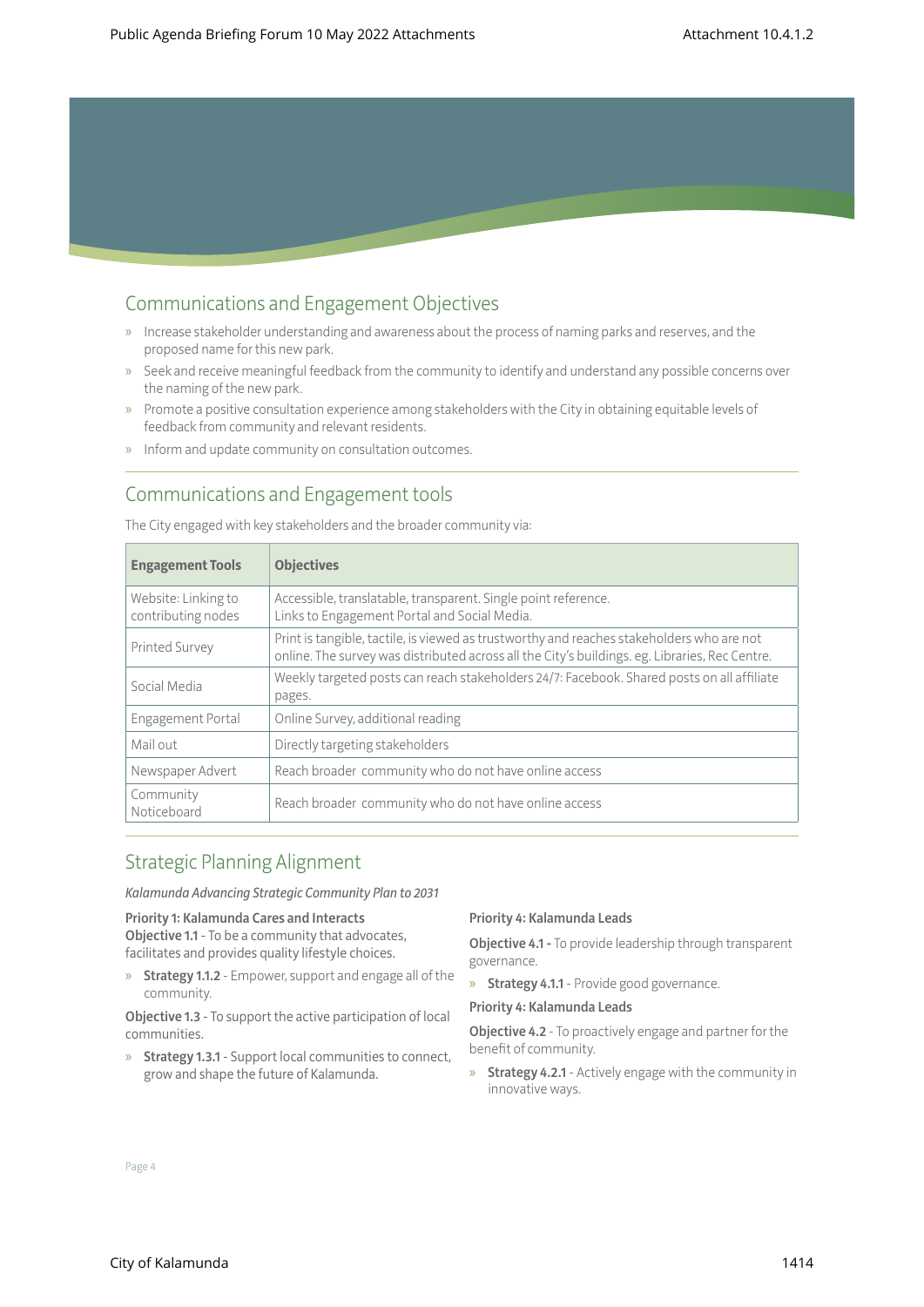## Communications and Engagement Objectives

- Increase stakeholder understanding and awareness about the process of naming parks and reserves, and the proposed name for this new park.
- Seek and receive meaningful feedback from the community to identify and understand any possible concerns over the naming of the new park.
- Promote a positive consultation experience among stakeholders with the City in obtaining equitable levels of feedback from community and relevant residents.
- Inform and update community on consultation outcomes.

## Communications and Engagement tools

The City engaged with key stakeholders and the broader community via:

| Engagement Tools | Objectives |
|---|---|
| Website: Linking to contributing nodes | Accessible, translatable, transparent. Single point reference. Links to Engagement Portal and Social Media. |
| Printed Survey | Print is tangible, tactile, is viewed as trustworthy and reaches stakeholders who are not online. The survey was distributed across all the City's buildings. eg. Libraries, Rec Centre. |
| Social Media | Weekly targeted posts can reach stakeholders 24/7: Facebook. Shared posts on all affiliate pages. |
| Engagement Portal | Online Survey, additional reading |
| Mail out | Directly targeting stakeholders |
| Newspaper Advert | Reach broader community who do not have online access |
| Community Noticeboard | Reach broader community who do not have online access |

## Strategic Planning Alignment

*Kalamunda Advancing Strategic Community Plan to 2031*

**Priority 1: Kalamunda Cares and Interacts**
**Objective 1.1** - To be a community that advocates, facilitates and provides quality lifestyle choices.

- **Strategy 1.1.2** - Empower, support and engage all of the community.

**Objective 1.3** - To support the active participation of local communities.

- **Strategy 1.3.1** - Support local communities to connect, grow and shape the future of Kalamunda.

**Priority 4: Kalamunda Leads**

**Objective 4.1 -** To provide leadership through transparent governance.

- **Strategy 4.1.1** - Provide good governance.

**Priority 4: Kalamunda Leads**

**Objective 4.2** - To proactively engage and partner for the benefit of community.

- **Strategy 4.2.1** - Actively engage with the community in innovative ways.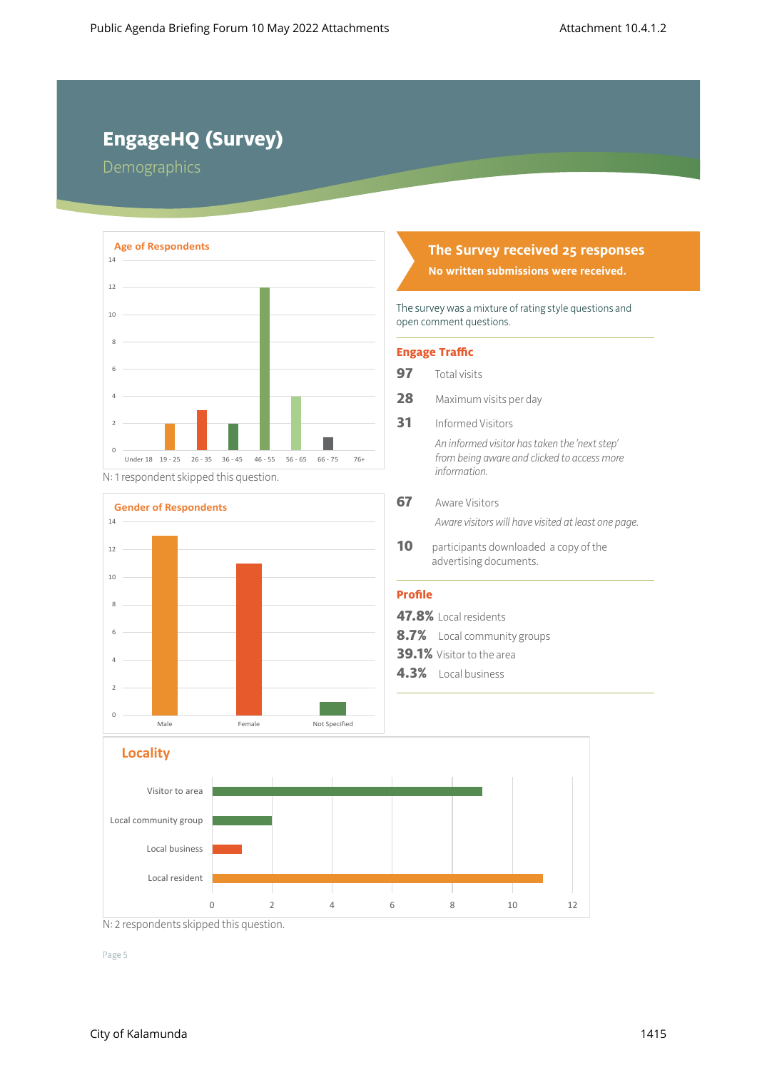# EngageHQ (Survey)

## Demographics

### Age of Respondents

| Age | Respondents |
|---|---|
| Under 18 | 0 |
| 19 - 25 | 2 |
| 26 - 35 | 3 |
| 36 - 45 | 2 |
| 46 - 55 | 12 |
| 56 - 65 | 4 |
| 66 - 75 | 1 |
| 76+ | 0 |

N: 1 respondent skipped this question.

### Gender of Respondents

| Gender | Respondents |
|---|---|
| Male | 13 |
| Female | 11 |
| Not Specified | 1 |

**The Survey received 25 responses**

**No written submissions were received.**

The survey was a mixture of rating style questions and open comment questions.

### Engage Traffic

**97** Total visits

**28** Maximum visits per day

**31** Informed Visitors

*An informed visitor has taken the 'next step' from being aware and clicked to access more information.*

**67** Aware Visitors

*Aware visitors will have visited at least one page.*

**10** participants downloaded a copy of the advertising documents.

### Profile

**47.8%** Local residents

**8.7%** Local community groups

**39.1%** Visitor to the area

**4.3%** Local business

### Locality

| Locality | Respondents |
|---|---|
| Visitor to area | 9 |
| Local community group | 2 |
| Local business | 1 |
| Local resident | 11 |

N: 2 respondents skipped this question.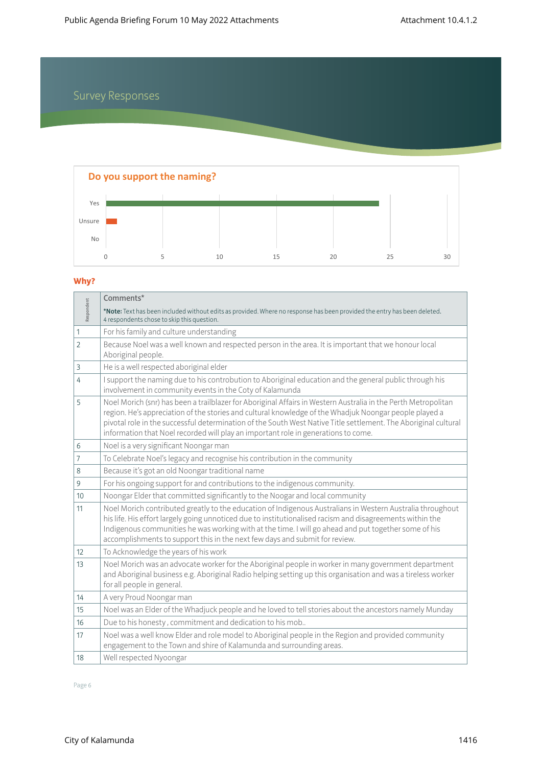# Survey Responses

## Do you support the naming?

| Response | Count |
|---|---|
| Yes | 24 |
| Unsure | 1 |
| No | 0 |

## Why?

| Respondent | Comments*<br>***Note:** Text has been included without edits as provided. Where no response has been provided the entry has been deleted. 4 respondents chose to skip this question. |
|---|---|
| 1 | For his family and culture understanding |
| 2 | Because Noel was a well known and respected person in the area. It is important that we honour local Aboriginal people. |
| 3 | He is a well respected aboriginal elder |
| 4 | I support the naming due to his controbution to Aboriginal education and the general public through his involvement in community events in the Coty of Kalamunda |
| 5 | Noel Morich (snr) has been a trailblazer for Aboriginal Affairs in Western Australia in the Perth Metropolitan region. He's appreciation of the stories and cultural knowledge of the Whadjuk Noongar people played a pivotal role in the successful determination of the South West Native Title settlement. The Aboriginal cultural information that Noel recorded will play an important role in generations to come. |
| 6 | Noel is a very significant Noongar man |
| 7 | To Celebrate Noel's legacy and recognise his contribution in the community |
| 8 | Because it's got an old Noongar traditional name |
| 9 | For his ongoing support for and contributions to the indigenous community. |
| 10 | Noongar Elder that committed significantly to the Noogar and local community |
| 11 | Noel Morich contributed greatly to the education of Indigenous Australians in Western Australia throughout his life. His effort largely going unnoticed due to institutionalised racism and disagreements within the Indigenous communities he was working with at the time. I will go ahead and put together some of his accomplishments to support this in the next few days and submit for review. |
| 12 | To Acknowledge the years of his work |
| 13 | Noel Morich was an advocate worker for the Aboriginal people in worker in many government department and Aboriginal business e.g. Aboriginal Radio helping setting up this organisation and was a tireless worker for all people in general. |
| 14 | A very Proud Noongar man |
| 15 | Noel was an Elder of the Whadjuck people and he loved to tell stories about the ancestors namely Munday |
| 16 | Due to his honesty , commitment and dedication to his mob.. |
| 17 | Noel was a well know Elder and role model to Aboriginal people in the Region and provided community engagement to the Town and shire of Kalamunda and surrounding areas. |
| 18 | Well respected Nyoongar |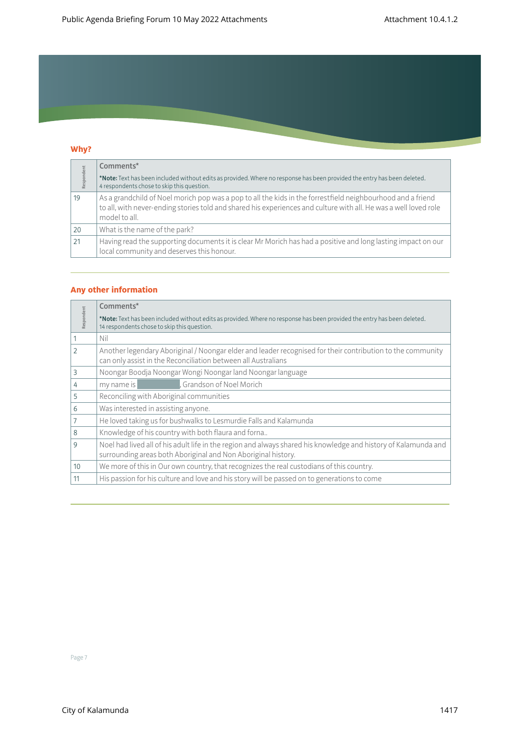## Why?

| Respondent | Comments* <br> ***Note:** Text has been included without edits as provided. Where no response has been provided the entry has been deleted. 4 respondents chose to skip this question. |
|---|---|
| 19 | As a grandchild of Noel morich pop was a pop to all the kids in the forrestfield neighbourhood and a friend to all, with never-ending stories told and shared his experiences and culture with all. He was a well loved role model to all. |
| 20 | What is the name of the park? |
| 21 | Having read the supporting documents it is clear Mr Morich has had a positive and long lasting impact on our local community and deserves this honour. |

## Any other information

| Respondent | Comments* <br> ***Note:** Text has been included without edits as provided. Where no response has been provided the entry has been deleted. 14 respondents chose to skip this question. |
|---|---|
| 1 | Nil |
| 2 | Another legendary Aboriginal / Noongar elder and leader recognised for their contribution to the community can only assist in the Reconciliation between all Australians |
| 3 | Noongar Boodja Noongar Wongi Noongar land Noongar language |
| 4 | my name is [redacted], Grandson of Noel Morich |
| 5 | Reconciling with Aboriginal communities |
| 6 | Was interested in assisting anyone. |
| 7 | He loved taking us for bushwalks to Lesmurdie Falls and Kalamunda |
| 8 | Knowledge of his country with both flaura and forna.. |
| 9 | Noel had lived all of his adult life in the region and always shared his knowledge and history of Kalamunda and surrounding areas both Aboriginal and Non Aboriginal history. |
| 10 | We more of this in Our own country, that recognizes the real custodians of this country. |
| 11 | His passion for his culture and love and his story will be passed on to generations to come |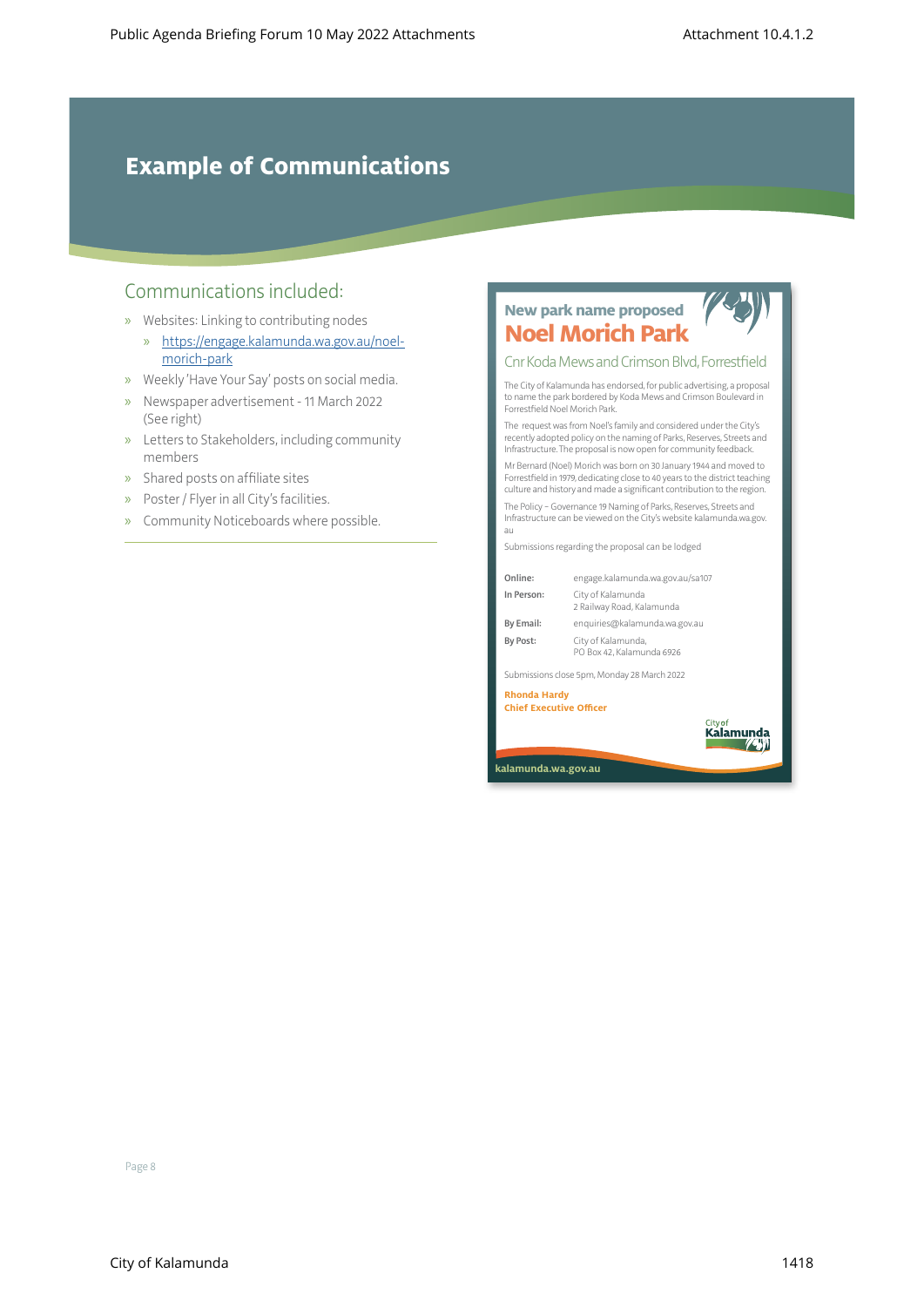# Example of Communications

## Communications included:

- Websites: Linking to contributing nodes
  - https://engage.kalamunda.wa.gov.au/noel-morich-park
- Weekly 'Have Your Say' posts on social media.
- Newspaper advertisement - 11 March 2022 (See right)
- Letters to Stakeholders, including community members
- Shared posts on affiliate sites
- Poster / Flyer in all City's facilities.
- Community Noticeboards where possible.

### New park name proposed
## Noel Morich Park

Cnr Koda Mews and Crimson Blvd, Forrestfield

The City of Kalamunda has endorsed, for public advertising, a proposal to name the park bordered by Koda Mews and Crimson Boulevard in Forrestfield Noel Morich Park.

The request was from Noel's family and considered under the City's recently adopted policy on the naming of Parks, Reserves, Streets and Infrastructure. The proposal is now open for community feedback.

Mr Bernard (Noel) Morich was born on 30 January 1944 and moved to Forrestfield in 1979, dedicating close to 40 years to the district teaching culture and history and made a significant contribution to the region.

The Policy – Governance 19 Naming of Parks, Reserves, Streets and Infrastructure can be viewed on the City's website kalamunda.wa.gov.au

Submissions regarding the proposal can be lodged

| | |
|---|---|
| **Online:** | engage.kalamunda.wa.gov.au/sa107 |
| **In Person:** | City of Kalamunda<br>2 Railway Road, Kalamunda |
| **By Email:** | enquiries@kalamunda.wa.gov.au |
| **By Post:** | City of Kalamunda,<br>PO Box 42, Kalamunda 6926 |

Submissions close 5pm, Monday 28 March 2022

**Rhonda Hardy**
**Chief Executive Officer**

City of Kalamunda

kalamunda.wa.gov.au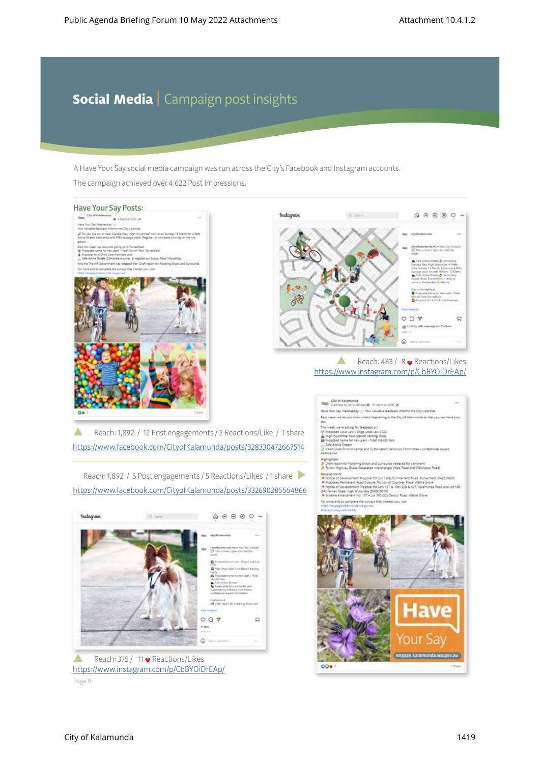# Social Media | Campaign post insights

A Have Your Say social media campaign was run across the City's Facebook and Instagram accounts.

The campaign achieved over 4,622 Post Impressions.

## Have Your Say Posts:

Reach: 463 / 8 ♥ Reactions/Likes
https://www.instagram.com/p/CbBYOiDrEAp/

Reach: 1,892 / 12 Post engagements / 2 Reactions/Like / 1 share
https://www.facebook.com/CityofKalamunda/posts/328330472667514

Reach: 1,892 / 5 Post engagements / 5 Reactions/Likes / 1 share
https://www.facebook.com/CityofKalamunda/posts/332690285564866

Reach: 375 / 11 ♥ Reactions/Likes
https://www.instagram.com/p/CbBYOiDrEAp/

Page 9